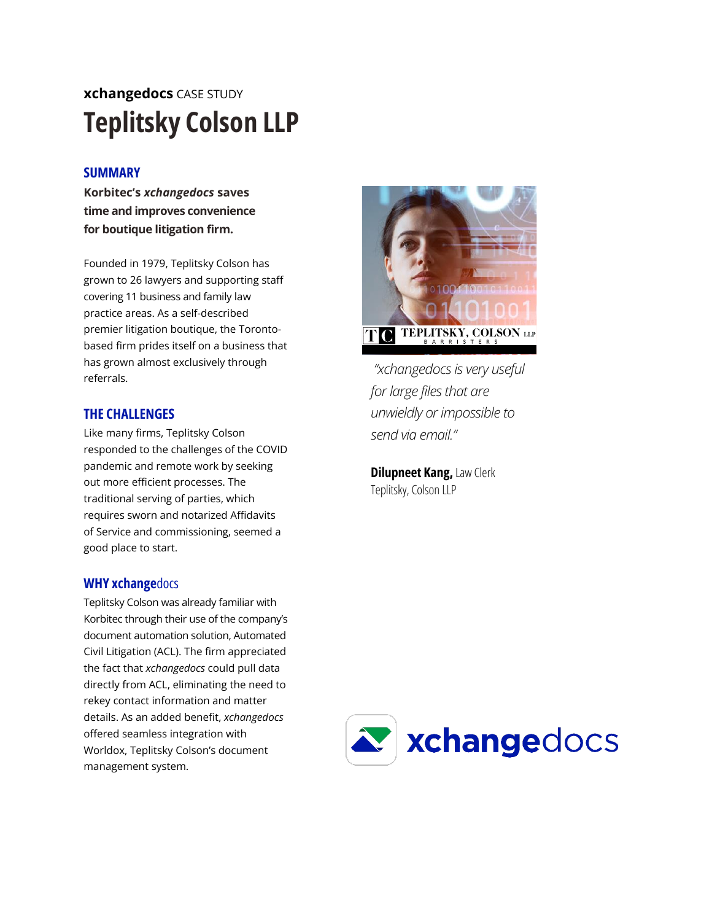**xchangedocs** CASE STUDY

# Teplitsky Colson LLP

## SUMMARY

**Korbitec's *xchangedocs* saves time and improves convenience for boutique litigation firm.**

Founded in 1979, Teplitsky Colson has grown to 26 lawyers and supporting staff covering 11 business and family law practice areas. As a self-described premier litigation boutique, the Toronto-based firm prides itself on a business that has grown almost exclusively through referrals.

## THE CHALLENGES

Like many firms, Teplitsky Colson responded to the challenges of the COVID pandemic and remote work by seeking out more efficient processes. The traditional serving of parties, which requires sworn and notarized Affidavits of Service and commissioning, seemed a good place to start.

## WHY xchangedocs

Teplitsky Colson was already familiar with Korbitec through their use of the company's document automation solution, Automated Civil Litigation (ACL). The firm appreciated the fact that *xchangedocs* could pull data directly from ACL, eliminating the need to rekey contact information and matter details. As an added benefit, *xchangedocs* offered seamless integration with Worldox, Teplitsky Colson's document management system.

*"xchangedocs is very useful for large files that are unwieldy or impossible to send via email."*

**Dilupneet Kang,** Law Clerk
Teplitsky, Colson LLP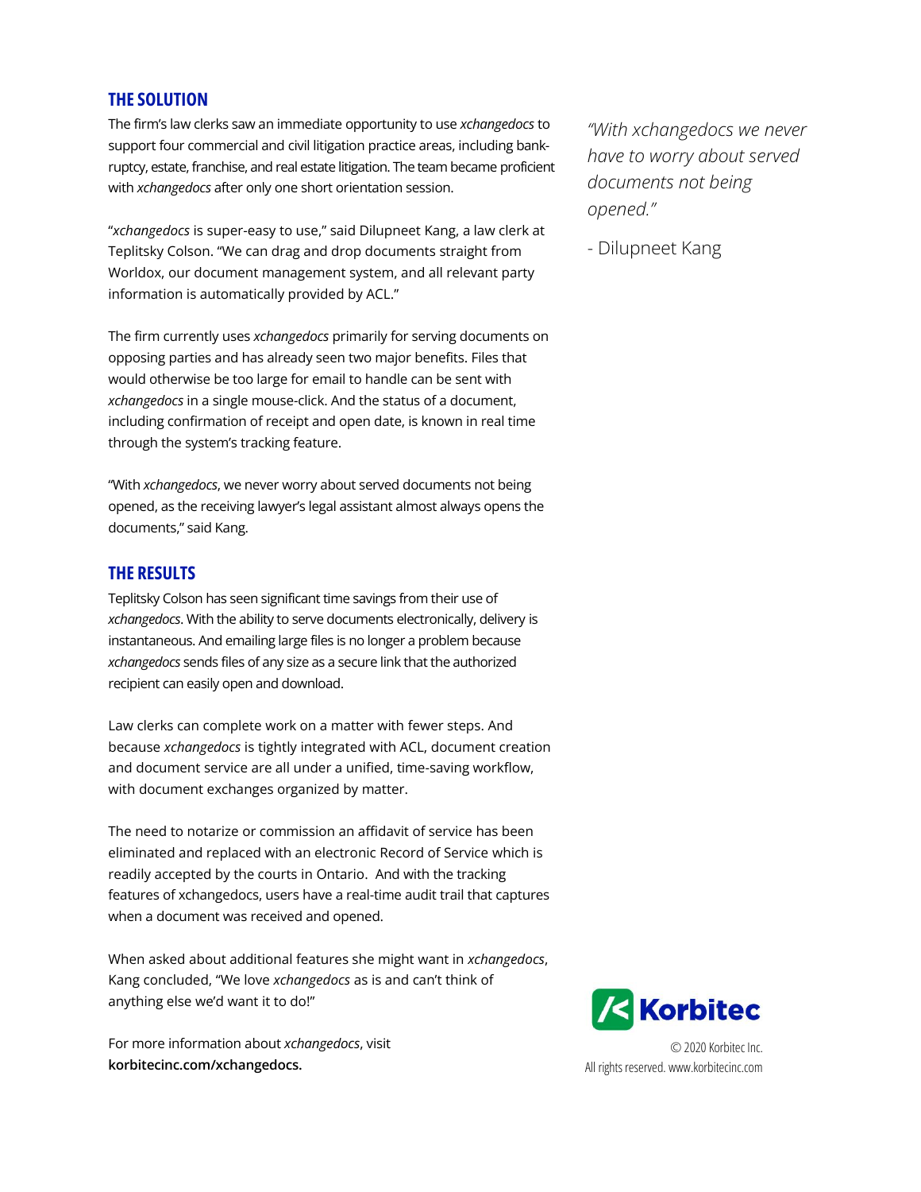## THE SOLUTION

The firm's law clerks saw an immediate opportunity to use *xchangedocs* to support four commercial and civil litigation practice areas, including bankruptcy, estate, franchise, and real estate litigation. The team became proficient with *xchangedocs* after only one short orientation session.

"*xchangedocs* is super-easy to use," said Dilupneet Kang, a law clerk at Teplitsky Colson. "We can drag and drop documents straight from Worldox, our document management system, and all relevant party information is automatically provided by ACL."

The firm currently uses *xchangedocs* primarily for serving documents on opposing parties and has already seen two major benefits. Files that would otherwise be too large for email to handle can be sent with *xchangedocs* in a single mouse-click. And the status of a document, including confirmation of receipt and open date, is known in real time through the system's tracking feature.

"With *xchangedocs*, we never worry about served documents not being opened, as the receiving lawyer's legal assistant almost always opens the documents," said Kang.

*"With xchangedocs we never have to worry about served documents not being opened."*

- Dilupneet Kang

## THE RESULTS

Teplitsky Colson has seen significant time savings from their use of *xchangedocs*. With the ability to serve documents electronically, delivery is instantaneous. And emailing large files is no longer a problem because *xchangedocs* sends files of any size as a secure link that the authorized recipient can easily open and download.

Law clerks can complete work on a matter with fewer steps. And because *xchangedocs* is tightly integrated with ACL, document creation and document service are all under a unified, time-saving workflow, with document exchanges organized by matter.

The need to notarize or commission an affidavit of service has been eliminated and replaced with an electronic Record of Service which is readily accepted by the courts in Ontario. And with the tracking features of xchangedocs, users have a real-time audit trail that captures when a document was received and opened.

When asked about additional features she might want in *xchangedocs*, Kang concluded, "We love *xchangedocs* as is and can't think of anything else we'd want it to do!"

For more information about *xchangedocs*, visit **korbitecinc.com/xchangedocs.**

Korbitec

© 2020 Korbitec Inc.
All rights reserved. www.korbitecinc.com